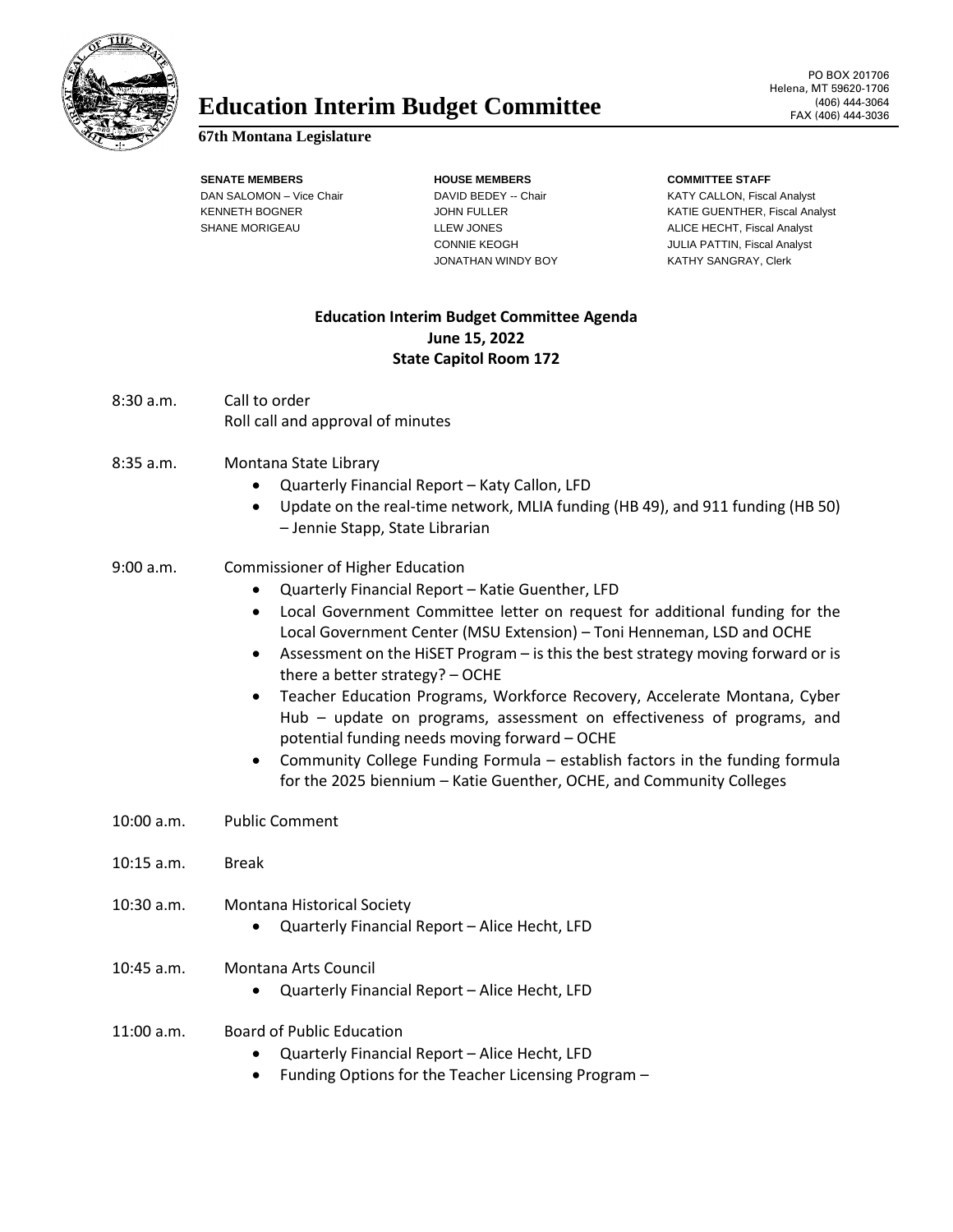# Education Interim Budget Committee

**67th Montana Legislature**

PO BOX 201706
Helena, MT 59620-1706
(406) 444-3064
FAX (406) 444-3036

**SENATE MEMBERS**
DAN SALOMON – Vice Chair
KENNETH BOGNER
SHANE MORIGEAU

**HOUSE MEMBERS**
DAVID BEDEY -- Chair
JOHN FULLER
LLEW JONES
CONNIE KEOGH
JONATHAN WINDY BOY

**COMMITTEE STAFF**
KATY CALLON, Fiscal Analyst
KATIE GUENTHER, Fiscal Analyst
ALICE HECHT, Fiscal Analyst
JULIA PATTIN, Fiscal Analyst
KATHY SANGRAY, Clerk

## Education Interim Budget Committee Agenda
**June 15, 2022**
**State Capitol Room 172**

8:30 a.m. Call to order
Roll call and approval of minutes

8:35 a.m. Montana State Library
- Quarterly Financial Report – Katy Callon, LFD
- Update on the real-time network, MLIA funding (HB 49), and 911 funding (HB 50) – Jennie Stapp, State Librarian

9:00 a.m. Commissioner of Higher Education
- Quarterly Financial Report – Katie Guenther, LFD
- Local Government Committee letter on request for additional funding for the Local Government Center (MSU Extension) – Toni Henneman, LSD and OCHE
- Assessment on the HiSET Program – is this the best strategy moving forward or is there a better strategy? – OCHE
- Teacher Education Programs, Workforce Recovery, Accelerate Montana, Cyber Hub – update on programs, assessment on effectiveness of programs, and potential funding needs moving forward – OCHE
- Community College Funding Formula – establish factors in the funding formula for the 2025 biennium – Katie Guenther, OCHE, and Community Colleges

10:00 a.m. Public Comment

10:15 a.m. Break

10:30 a.m. Montana Historical Society
- Quarterly Financial Report – Alice Hecht, LFD

10:45 a.m. Montana Arts Council
- Quarterly Financial Report – Alice Hecht, LFD

11:00 a.m. Board of Public Education
- Quarterly Financial Report – Alice Hecht, LFD
- Funding Options for the Teacher Licensing Program –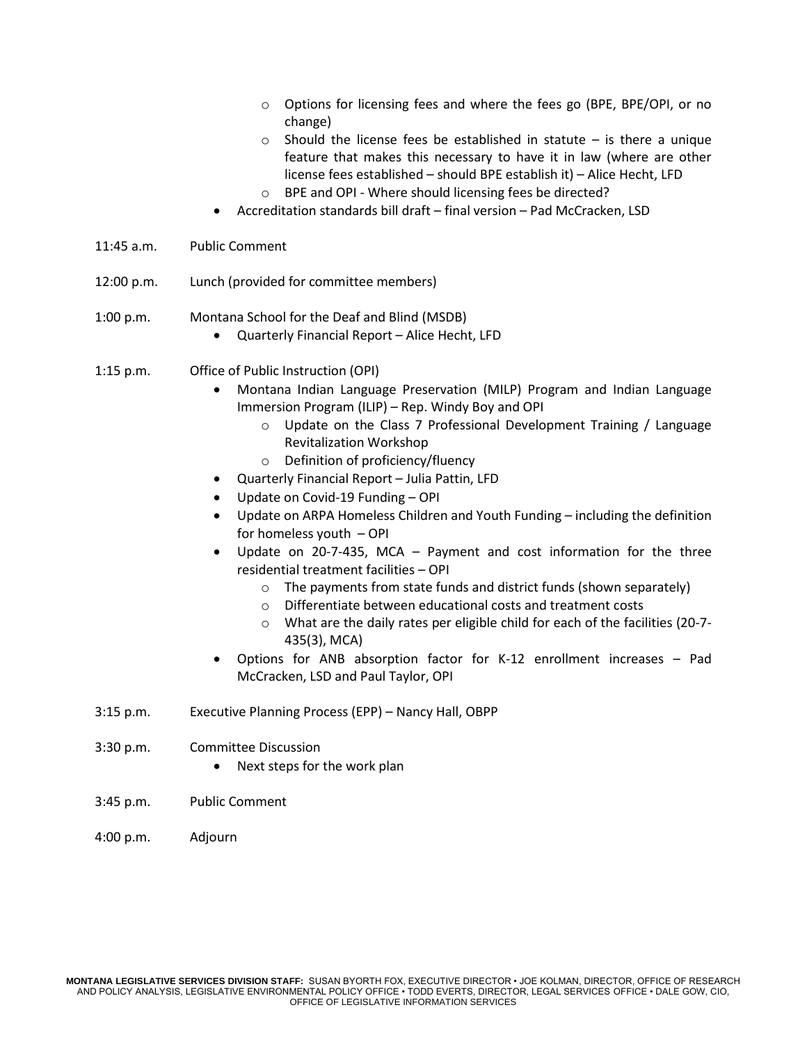- Options for licensing fees and where the fees go (BPE, BPE/OPI, or no change)
  - Should the license fees be established in statute – is there a unique feature that makes this necessary to have it in law (where are other license fees established – should BPE establish it) – Alice Hecht, LFD
  - BPE and OPI - Where should licensing fees be directed?
- Accreditation standards bill draft – final version – Pad McCracken, LSD

11:45 a.m. Public Comment

12:00 p.m. Lunch (provided for committee members)

1:00 p.m. Montana School for the Deaf and Blind (MSDB)

- Quarterly Financial Report – Alice Hecht, LFD

1:15 p.m. Office of Public Instruction (OPI)

- Montana Indian Language Preservation (MILP) Program and Indian Language Immersion Program (ILIP) – Rep. Windy Boy and OPI
  - Update on the Class 7 Professional Development Training / Language Revitalization Workshop
  - Definition of proficiency/fluency
- Quarterly Financial Report – Julia Pattin, LFD
- Update on Covid-19 Funding – OPI
- Update on ARPA Homeless Children and Youth Funding – including the definition for homeless youth – OPI
- Update on 20-7-435, MCA – Payment and cost information for the three residential treatment facilities – OPI
  - The payments from state funds and district funds (shown separately)
  - Differentiate between educational costs and treatment costs
  - What are the daily rates per eligible child for each of the facilities (20-7-435(3), MCA)
- Options for ANB absorption factor for K-12 enrollment increases – Pad McCracken, LSD and Paul Taylor, OPI

3:15 p.m. Executive Planning Process (EPP) – Nancy Hall, OBPP

3:30 p.m. Committee Discussion

- Next steps for the work plan

3:45 p.m. Public Comment

4:00 p.m. Adjourn

**MONTANA LEGISLATIVE SERVICES DIVISION STAFF:** SUSAN BYORTH FOX, EXECUTIVE DIRECTOR • JOE KOLMAN, DIRECTOR, OFFICE OF RESEARCH AND POLICY ANALYSIS, LEGISLATIVE ENVIRONMENTAL POLICY OFFICE • TODD EVERTS, DIRECTOR, LEGAL SERVICES OFFICE • DALE GOW, CIO, OFFICE OF LEGISLATIVE INFORMATION SERVICES